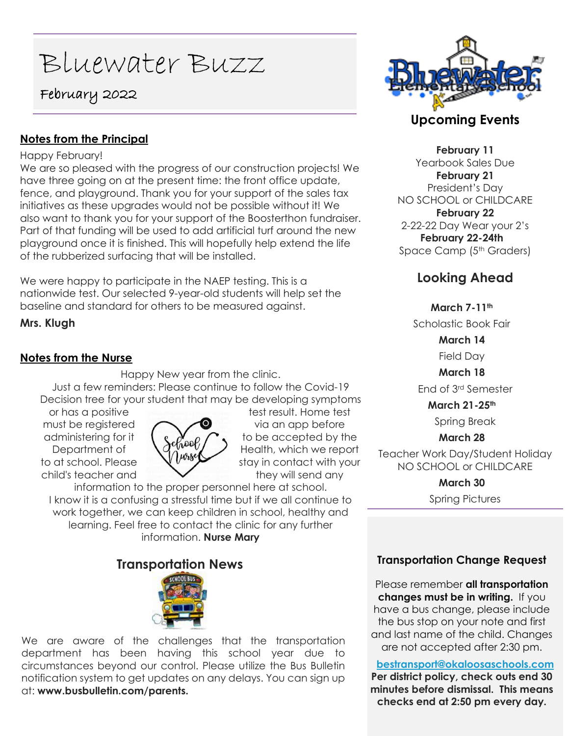# Bluewater Buzz

February 2022

## Notes from the Principal

Happy February!

We are so pleased with the progress of our construction projects! We have three going on at the present time: the front office update, fence, and playground. Thank you for your support of the sales tax initiatives as these upgrades would not be possible without it! We also want to thank you for your support of the Boosterthon fundraiser. Part of that funding will be used to add artificial turf around the new playground once it is finished. This will hopefully help extend the life of the rubberized surfacing that will be installed.

We were happy to participate in the NAEP testing. This is a nationwide test. Our selected 9-year-old students will help set the baseline and standard for others to be measured against.

**Mrs. Klugh**

## Notes from the Nurse

Happy New year from the clinic.

Just a few reminders: Please continue to follow the Covid-19 Decision tree for your student that may be developing symptoms or has a positive test result. Home test must be registered via an app before administering for it to be accepted by the Department of Health, which we report to at school. Please stay in contact with your child's teacher and they will send any information to the proper personnel here at school.

I know it is a confusing a stressful time but if we all continue to work together, we can keep children in school, healthy and learning. Feel free to contact the clinic for any further information. **Nurse Mary**

## Transportation News

We are aware of the challenges that the transportation department has been having this school year due to circumstances beyond our control. Please utilize the Bus Bulletin notification system to get updates on any delays. You can sign up at: **www.busbulletin.com/parents.**

## Upcoming Events

**February 11**
Yearbook Sales Due

**February 21**
President's Day
NO SCHOOL or CHILDCARE

**February 22**
2-22-22 Day Wear your 2's

**February 22-24th**
Space Camp (5th Graders)

## Looking Ahead

**March 7-11th**
Scholastic Book Fair

**March 14**
Field Day

**March 18**
End of 3rd Semester

**March 21-25th**
Spring Break

**March 28**
Teacher Work Day/Student Holiday
NO SCHOOL or CHILDCARE

**March 30**
Spring Pictures

### Transportation Change Request

Please remember **all transportation changes must be in writing.** If you have a bus change, please include the bus stop on your note and first and last name of the child. Changes are not accepted after 2:30 pm.

bestransport@okaloosaschools.com

**Per district policy, check outs end 30 minutes before dismissal. This means checks end at 2:50 pm every day.**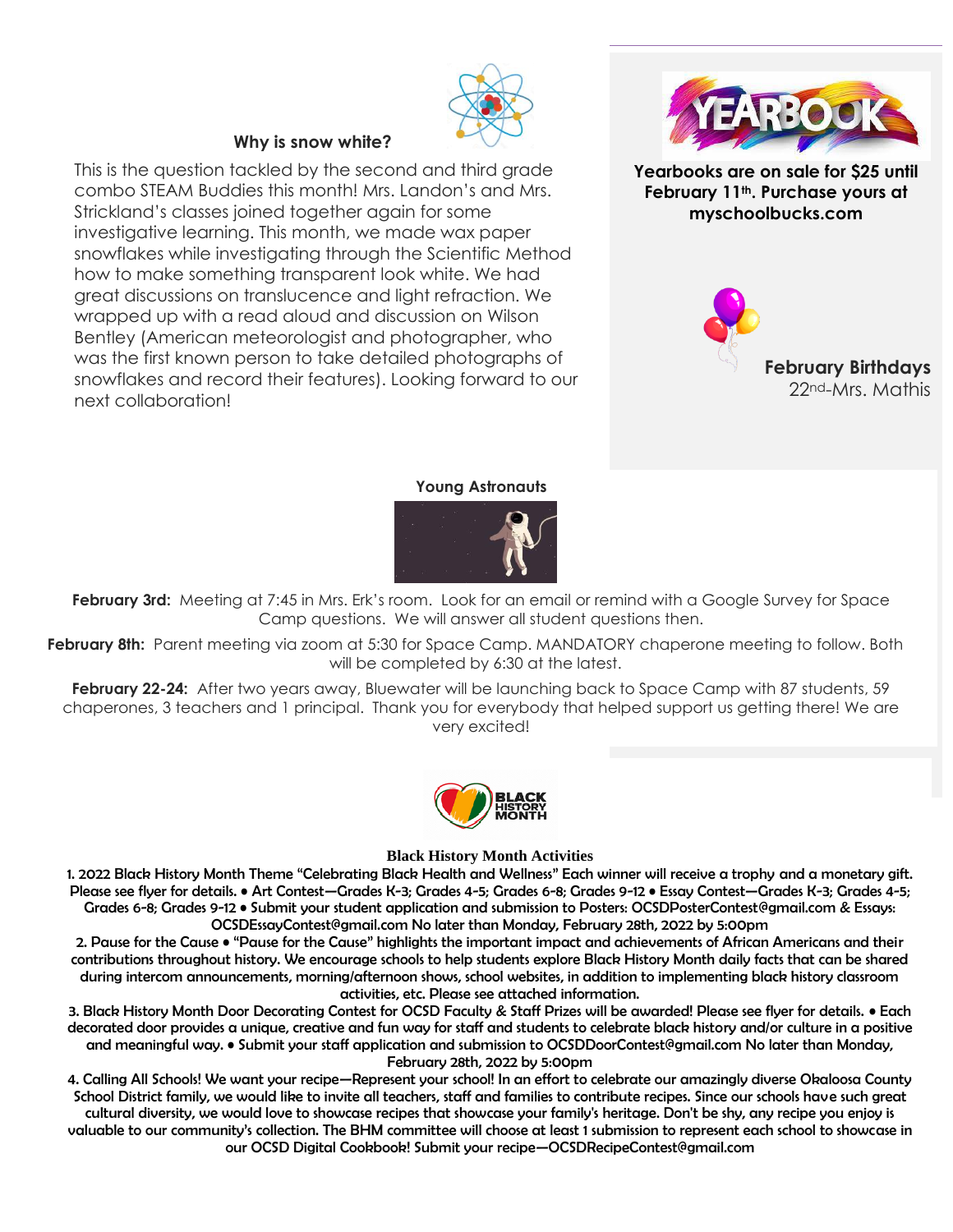### Why is snow white?

This is the question tackled by the second and third grade combo STEAM Buddies this month! Mrs. Landon's and Mrs. Strickland's classes joined together again for some investigative learning. This month, we made wax paper snowflakes while investigating through the Scientific Method how to make something transparent look white. We had great discussions on translucence and light refraction. We wrapped up with a read aloud and discussion on Wilson Bentley (American meteorologist and photographer, who was the first known person to take detailed photographs of snowflakes and record their features). Looking forward to our next collaboration!

**Yearbooks are on sale for $25 until February 11th. Purchase yours at myschoolbucks.com**

**February Birthdays**

22nd-Mrs. Mathis

### Young Astronauts

**February 3rd:** Meeting at 7:45 in Mrs. Erk's room. Look for an email or remind with a Google Survey for Space Camp questions. We will answer all student questions then.

**February 8th:** Parent meeting via zoom at 5:30 for Space Camp. MANDATORY chaperone meeting to follow. Both will be completed by 6:30 at the latest.

**February 22-24:** After two years away, Bluewater will be launching back to Space Camp with 87 students, 59 chaperones, 3 teachers and 1 principal. Thank you for everybody that helped support us getting there! We are very excited!

### Black History Month Activities

1. 2022 Black History Month Theme "Celebrating Black Health and Wellness" Each winner will receive a trophy and a monetary gift. Please see flyer for details. • Art Contest—Grades K-3; Grades 4-5; Grades 6-8; Grades 9-12 • Essay Contest—Grades K-3; Grades 4-5; Grades 6-8; Grades 9-12 • Submit your student application and submission to Posters: OCSDPosterContest@gmail.com & Essays: OCSDEssayContest@gmail.com No later than Monday, February 28th, 2022 by 5:00pm

2. Pause for the Cause • "Pause for the Cause" highlights the important impact and achievements of African Americans and their contributions throughout history. We encourage schools to help students explore Black History Month daily facts that can be shared during intercom announcements, morning/afternoon shows, school websites, in addition to implementing black history classroom activities, etc. Please see attached information.

3. Black History Month Door Decorating Contest for OCSD Faculty & Staff Prizes will be awarded! Please see flyer for details. • Each decorated door provides a unique, creative and fun way for staff and students to celebrate black history and/or culture in a positive and meaningful way. • Submit your staff application and submission to OCSDDoorContest@gmail.com No later than Monday, February 28th, 2022 by 5:00pm

4. Calling All Schools! We want your recipe—Represent your school! In an effort to celebrate our amazingly diverse Okaloosa County School District family, we would like to invite all teachers, staff and families to contribute recipes. Since our schools have such great cultural diversity, we would love to showcase recipes that showcase your family's heritage. Don't be shy, any recipe you enjoy is valuable to our community's collection. The BHM committee will choose at least 1 submission to represent each school to showcase in our OCSD Digital Cookbook! Submit your recipe—OCSDRecipeContest@gmail.com